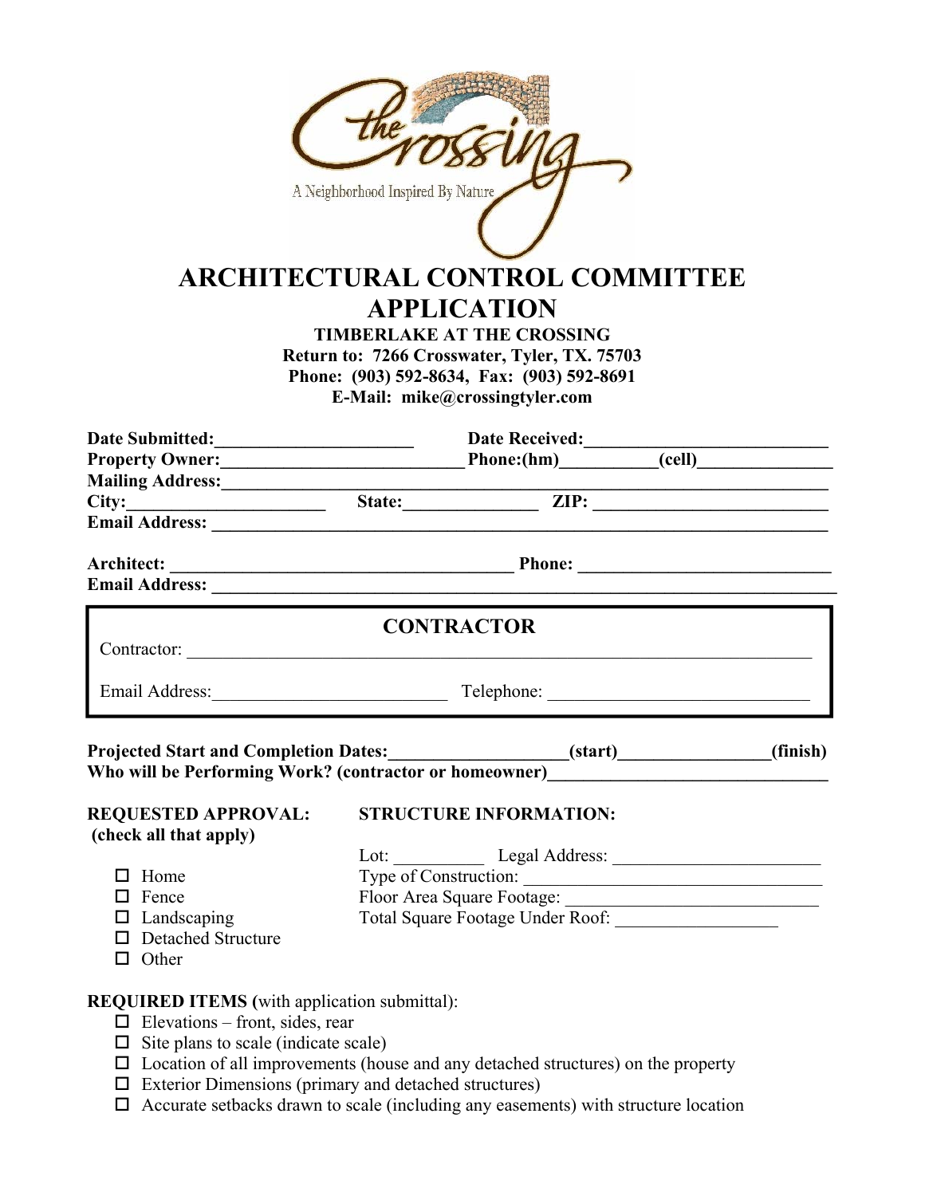the Crossing

A Neighborhood Inspired By Nature

# ARCHITECTURAL CONTROL COMMITTEE APPLICATION

**TIMBERLAKE AT THE CROSSING**
**Return to: 7266 Crosswater, Tyler, TX. 75703**
**Phone: (903) 592-8634, Fax: (903) 592-8691**
**E-Mail: mike@crossingtyler.com**

**Date Submitted:**______________________ **Date Received:**__________________________
**Property Owner:**__________________________ **Phone:(hm)**__________**(cell)**_______________
**Mailing Address:**________________________________________________________________________
**City:**______________________ **State:**______________ **ZIP:** __________________________
**Email Address:** __________________________________________________________________________

**Architect:** _______________________________________ **Phone:** ____________________________
**Email Address:** ___________________________________________________________________________

## CONTRACTOR

Contractor: ___________________________________________________________________________

Email Address:_________________________ Telephone: _____________________________

**Projected Start and Completion Dates:**___________________**(start)**________________**(finish)**
**Who will be Performing Work? (contractor or homeowner)**______________________________

**REQUESTED APPROVAL:**
**(check all that apply)**

- ☐ Home
- ☐ Fence
- ☐ Landscaping
- ☐ Detached Structure
- ☐ Other

**STRUCTURE INFORMATION:**

Lot: __________ Legal Address: _______________________
Type of Construction: _______________________________
Floor Area Square Footage: ___________________________
Total Square Footage Under Roof: _________________

**REQUIRED ITEMS (**with application submittal):

- ☐ Elevations – front, sides, rear
- ☐ Site plans to scale (indicate scale)
- ☐ Location of all improvements (house and any detached structures) on the property
- ☐ Exterior Dimensions (primary and detached structures)
- ☐ Accurate setbacks drawn to scale (including any easements) with structure location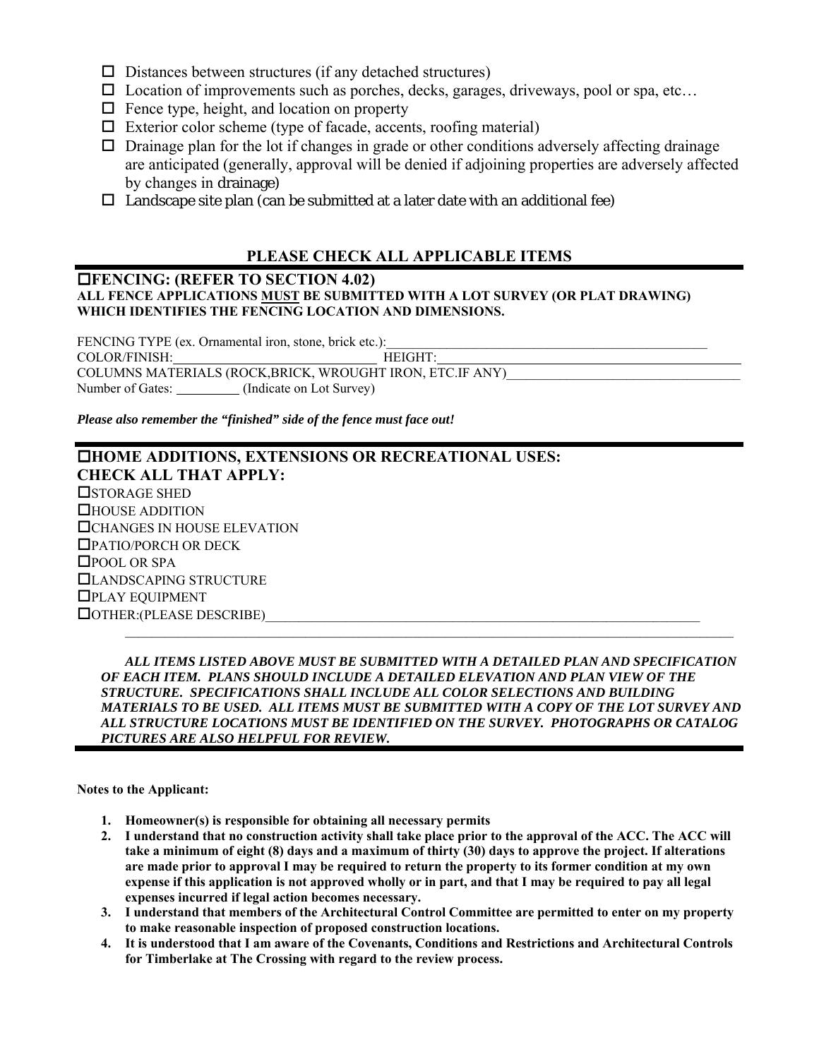- ☐ Distances between structures (if any detached structures)
- ☐ Location of improvements such as porches, decks, garages, driveways, pool or spa, etc…
- ☐ Fence type, height, and location on property
- ☐ Exterior color scheme (type of facade, accents, roofing material)
- ☐ Drainage plan for the lot if changes in grade or other conditions adversely affecting drainage are anticipated (generally, approval will be denied if adjoining properties are adversely affected by changes in drainage)
- ☐ Landscape site plan (can be submitted at a later date with an additional fee)

## PLEASE CHECK ALL APPLICABLE ITEMS

### ☐FENCING: (REFER TO SECTION 4.02)

**ALL FENCE APPLICATIONS MUST BE SUBMITTED WITH A LOT SURVEY (OR PLAT DRAWING) WHICH IDENTIFIES THE FENCING LOCATION AND DIMENSIONS.**

FENCING TYPE (ex. Ornamental iron, stone, brick etc.):_______________________________________________

COLOR/FINISH:_______________________________ HEIGHT:_______________________________________

COLUMNS MATERIALS (ROCK,BRICK, WROUGHT IRON, ETC.IF ANY)______________________________

Number of Gates: _________ (Indicate on Lot Survey)

***Please also remember the "finished" side of the fence must face out!***

### ☐HOME ADDITIONS, EXTENSIONS OR RECREATIONAL USES: CHECK ALL THAT APPLY:

☐STORAGE SHED
☐HOUSE ADDITION
☐CHANGES IN HOUSE ELEVATION
☐PATIO/PORCH OR DECK
☐POOL OR SPA
☐LANDSCAPING STRUCTURE
☐PLAY EQUIPMENT
☐OTHER:(PLEASE DESCRIBE)_________________________________________________________________

_____________________________________________________________________________________

***ALL ITEMS LISTED ABOVE MUST BE SUBMITTED WITH A DETAILED PLAN AND SPECIFICATION OF EACH ITEM. PLANS SHOULD INCLUDE A DETAILED ELEVATION AND PLAN VIEW OF THE STRUCTURE. SPECIFICATIONS SHALL INCLUDE ALL COLOR SELECTIONS AND BUILDING MATERIALS TO BE USED. ALL ITEMS MUST BE SUBMITTED WITH A COPY OF THE LOT SURVEY AND ALL STRUCTURE LOCATIONS MUST BE IDENTIFIED ON THE SURVEY. PHOTOGRAPHS OR CATALOG PICTURES ARE ALSO HELPFUL FOR REVIEW.***

**Notes to the Applicant:**

1. **Homeowner(s) is responsible for obtaining all necessary permits**
2. **I understand that no construction activity shall take place prior to the approval of the ACC. The ACC will take a minimum of eight (8) days and a maximum of thirty (30) days to approve the project. If alterations are made prior to approval I may be required to return the property to its former condition at my own expense if this application is not approved wholly or in part, and that I may be required to pay all legal expenses incurred if legal action becomes necessary.**
3. **I understand that members of the Architectural Control Committee are permitted to enter on my property to make reasonable inspection of proposed construction locations.**
4. **It is understood that I am aware of the Covenants, Conditions and Restrictions and Architectural Controls for Timberlake at The Crossing with regard to the review process.**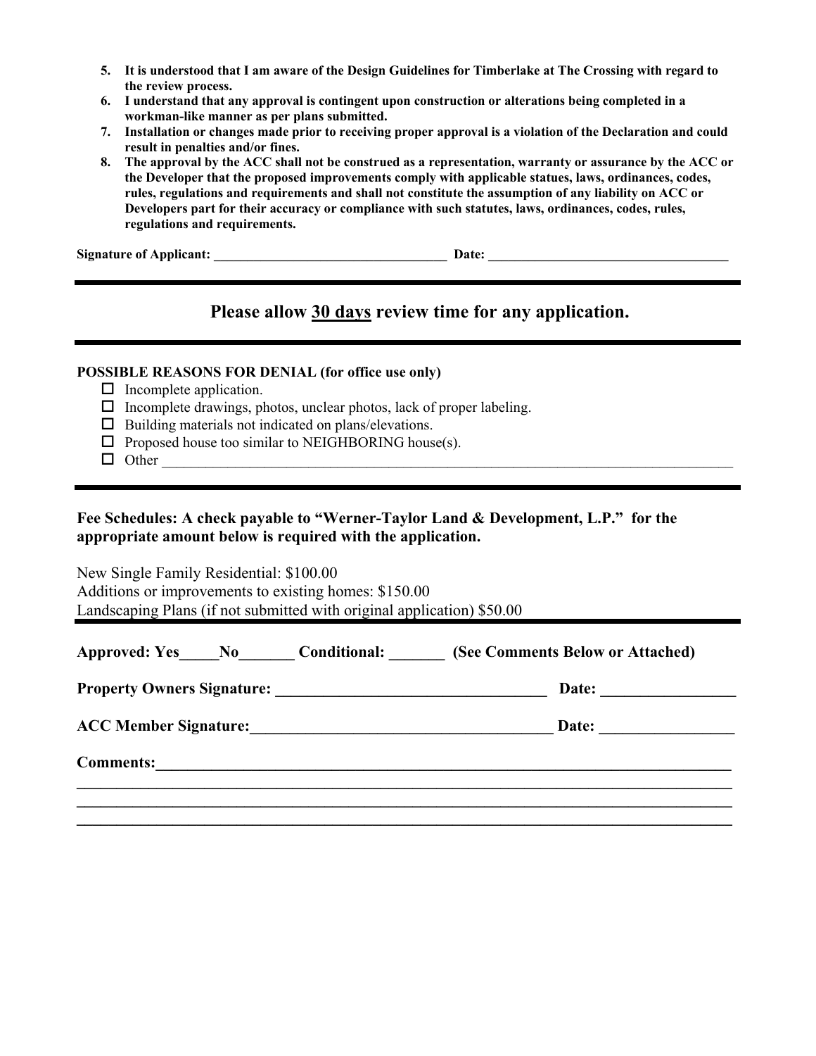5. **It is understood that I am aware of the Design Guidelines for Timberlake at The Crossing with regard to the review process.**
6. **I understand that any approval is contingent upon construction or alterations being completed in a workman-like manner as per plans submitted.**
7. **Installation or changes made prior to receiving proper approval is a violation of the Declaration and could result in penalties and/or fines.**
8. **The approval by the ACC shall not be construed as a representation, warranty or assurance by the ACC or the Developer that the proposed improvements comply with applicable statues, laws, ordinances, codes, rules, regulations and requirements and shall not constitute the assumption of any liability on ACC or Developers part for their accuracy or compliance with such statutes, laws, ordinances, codes, rules, regulations and requirements.**

**Signature of Applicant: ___________________________________ Date: ____________________________________**

---

## Please allow <u>30 days</u> review time for any application.

---

**POSSIBLE REASONS FOR DENIAL (for office use only)**

- ☐ Incomplete application.
- ☐ Incomplete drawings, photos, unclear photos, lack of proper labeling.
- ☐ Building materials not indicated on plans/elevations.
- ☐ Proposed house too similar to NEIGHBORING house(s).
- ☐ Other ________________________________________________________________________________

---

**Fee Schedules: A check payable to "Werner-Taylor Land & Development, L.P." for the appropriate amount below is required with the application.**

New Single Family Residential: $100.00
Additions or improvements to existing homes: $150.00
Landscaping Plans (if not submitted with original application) $50.00

---

**Approved: Yes_____No_______ Conditional: _______ (See Comments Below or Attached)**

**Property Owners Signature: __________________________________ Date: _________________**

**ACC Member Signature:_______________________________________ Date: _________________**

**Comments:______________________________________________________________________________**

**________________________________________________________________________________________**

**________________________________________________________________________________________**

**________________________________________________________________________________________**